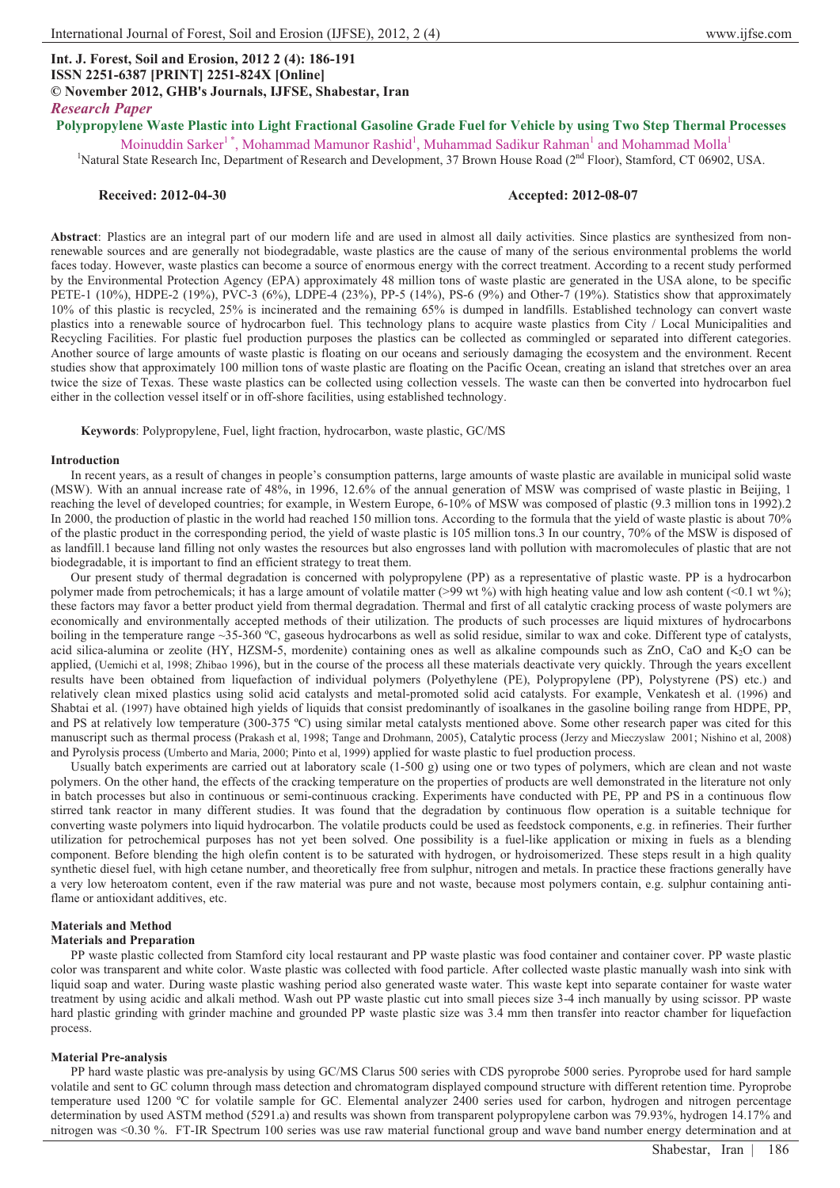**Int. J. Forest, Soil and Erosion, 2012 2 (4): 186-191**
**ISSN 2251-6387 [PRINT] 2251-824X [Online]**
**© November 2012, GHB's Journals, IJFSE, Shabestar, Iran**
*Research Paper*

# Polypropylene Waste Plastic into Light Fractional Gasoline Grade Fuel for Vehicle by using Two Step Thermal Processes

Moinuddin Sarker[1 *], Mohammad Mamunor Rashid[1], Muhammad Sadikur Rahman[1] and Mohammad Molla[1]

[1]Natural State Research Inc, Department of Research and Development, 37 Brown House Road (2nd Floor), Stamford, CT 06902, USA.

**Received: 2012-04-30** **Accepted: 2012-08-07**

**Abstract**: Plastics are an integral part of our modern life and are used in almost all daily activities. Since plastics are synthesized from non-renewable sources and are generally not biodegradable, waste plastics are the cause of many of the serious environmental problems the world faces today. However, waste plastics can become a source of enormous energy with the correct treatment. According to a recent study performed by the Environmental Protection Agency (EPA) approximately 48 million tons of waste plastic are generated in the USA alone, to be specific PETE-1 (10%), HDPE-2 (19%), PVC-3 (6%), LDPE-4 (23%), PP-5 (14%), PS-6 (9%) and Other-7 (19%). Statistics show that approximately 10% of this plastic is recycled, 25% is incinerated and the remaining 65% is dumped in landfills. Established technology can convert waste plastics into a renewable source of hydrocarbon fuel. This technology plans to acquire waste plastics from City / Local Municipalities and Recycling Facilities. For plastic fuel production purposes the plastics can be collected as commingled or separated into different categories. Another source of large amounts of waste plastic is floating on our oceans and seriously damaging the ecosystem and the environment. Recent studies show that approximately 100 million tons of waste plastic are floating on the Pacific Ocean, creating an island that stretches over an area twice the size of Texas. These waste plastics can be collected using collection vessels. The waste can then be converted into hydrocarbon fuel either in the collection vessel itself or in off-shore facilities, using established technology.

**Keywords**: Polypropylene, Fuel, light fraction, hydrocarbon, waste plastic, GC/MS

## Introduction

In recent years, as a result of changes in people's consumption patterns, large amounts of waste plastic are available in municipal solid waste (MSW). With an annual increase rate of 48%, in 1996, 12.6% of the annual generation of MSW was comprised of waste plastic in Beijing, 1 reaching the level of developed countries; for example, in Western Europe, 6-10% of MSW was composed of plastic (9.3 million tons in 1992).2 In 2000, the production of plastic in the world had reached 150 million tons. According to the formula that the yield of waste plastic is about 70% of the plastic product in the corresponding period, the yield of waste plastic is 105 million tons.3 In our country, 70% of the MSW is disposed of as landfill.1 because land filling not only wastes the resources but also engrosses land with pollution with macromolecules of plastic that are not biodegradable, it is important to find an efficient strategy to treat them.

Our present study of thermal degradation is concerned with polypropylene (PP) as a representative of plastic waste. PP is a hydrocarbon polymer made from petrochemicals; it has a large amount of volatile matter (>99 wt %) with high heating value and low ash content (<0.1 wt %); these factors may favor a better product yield from thermal degradation. Thermal and first of all catalytic cracking process of waste polymers are economically and environmentally accepted methods of their utilization. The products of such processes are liquid mixtures of hydrocarbons boiling in the temperature range ~35-360 ºC, gaseous hydrocarbons as well as solid residue, similar to wax and coke. Different type of catalysts, acid silica-alumina or zeolite (HY, HZSM-5, mordenite) containing ones as well as alkaline compounds such as ZnO, CaO and $K_2O$ can be applied, (Uemichi et al, 1998; Zhibao 1996), but in the course of the process all these materials deactivate very quickly. Through the years excellent results have been obtained from liquefaction of individual polymers (Polyethylene (PE), Polypropylene (PP), Polystyrene (PS) etc.) and relatively clean mixed plastics using solid acid catalysts and metal-promoted solid acid catalysts. For example, Venkatesh et al. (1996) and Shabtai et al. (1997) have obtained high yields of liquids that consist predominantly of isoalkanes in the gasoline boiling range from HDPE, PP, and PS at relatively low temperature (300-375 ºC) using similar metal catalysts mentioned above. Some other research paper was cited for this manuscript such as thermal process (Prakash et al, 1998; Tange and Drohmann, 2005), Catalytic process (Jerzy and Mieczyslaw 2001; Nishino et al, 2008) and Pyrolysis process (Umberto and Maria, 2000; Pinto et al, 1999) applied for waste plastic to fuel production process.

Usually batch experiments are carried out at laboratory scale (1-500 g) using one or two types of polymers, which are clean and not waste polymers. On the other hand, the effects of the cracking temperature on the properties of products are well demonstrated in the literature not only in batch processes but also in continuous or semi-continuous cracking. Experiments have conducted with PE, PP and PS in a continuous flow stirred tank reactor in many different studies. It was found that the degradation by continuous flow operation is a suitable technique for converting waste polymers into liquid hydrocarbon. The volatile products could be used as feedstock components, e.g. in refineries. Their further utilization for petrochemical purposes has not yet been solved. One possibility is a fuel-like application or mixing in fuels as a blending component. Before blending the high olefin content is to be saturated with hydrogen, or hydroisomerized. These steps result in a high quality synthetic diesel fuel, with high cetane number, and theoretically free from sulphur, nitrogen and metals. In practice these fractions generally have a very low heteroatom content, even if the raw material was pure and not waste, because most polymers contain, e.g. sulphur containing anti-flame or antioxidant additives, etc.

## Materials and Method

### Materials and Preparation

PP waste plastic collected from Stamford city local restaurant and PP waste plastic was food container and container cover. PP waste plastic color was transparent and white color. Waste plastic was collected with food particle. After collected waste plastic manually wash into sink with liquid soap and water. During waste plastic washing period also generated waste water. This waste kept into separate container for waste water treatment by using acidic and alkali method. Wash out PP waste plastic cut into small pieces size 3-4 inch manually by using scissor. PP waste hard plastic grinding with grinder machine and grounded PP waste plastic size was 3.4 mm then transfer into reactor chamber for liquefaction process.

### Material Pre-analysis

PP hard waste plastic was pre-analysis by using GC/MS Clarus 500 series with CDS pyroprobe 5000 series. Pyroprobe used for hard sample volatile and sent to GC column through mass detection and chromatogram displayed compound structure with different retention time. Pyroprobe temperature used 1200 ºC for volatile sample for GC. Elemental analyzer 2400 series used for carbon, hydrogen and nitrogen percentage determination by used ASTM method (5291.a) and results was shown from transparent polypropylene carbon was 79.93%, hydrogen 14.17% and nitrogen was <0.30 %. FT-IR Spectrum 100 series was use raw material functional group and wave band number energy determination and at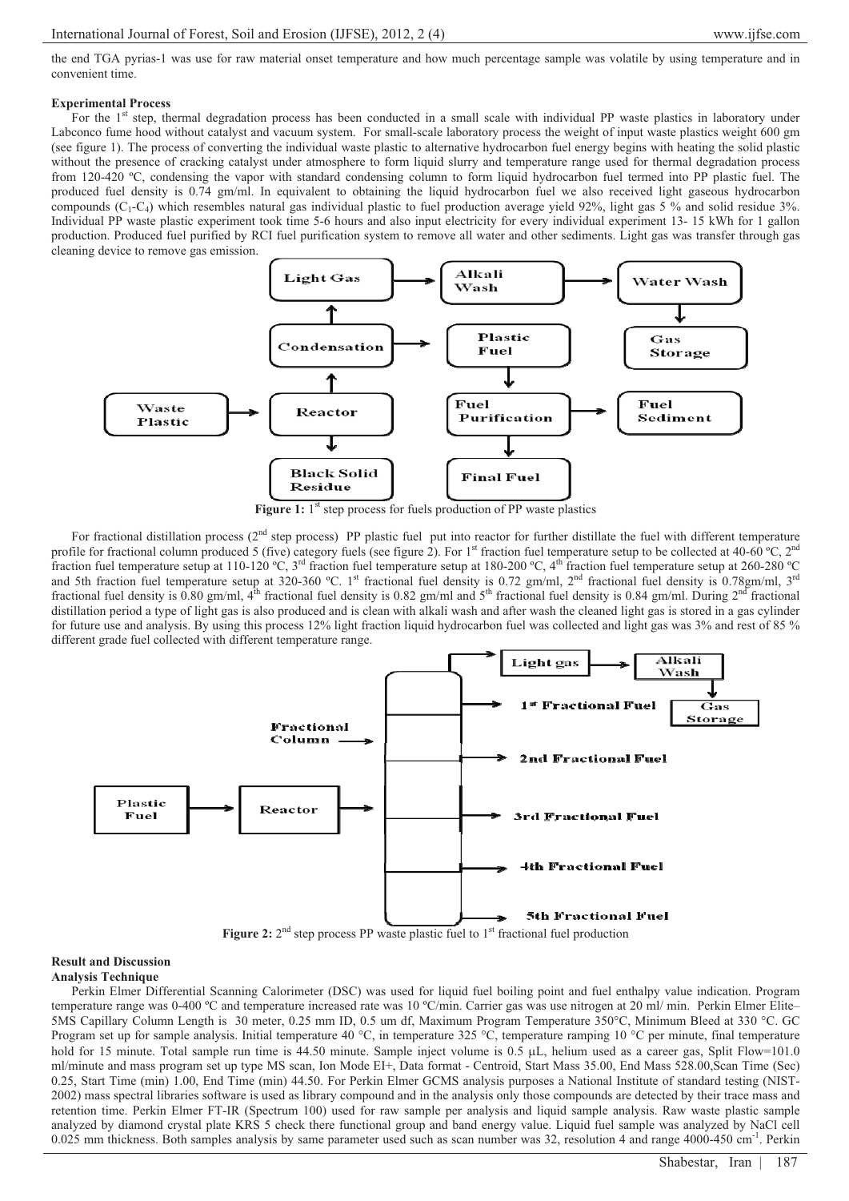the end TGA pyrias-1 was use for raw material onset temperature and how much percentage sample was volatile by using temperature and in convenient time.

**Experimental Process**

For the 1st step, thermal degradation process has been conducted in a small scale with individual PP waste plastics in laboratory under Labconco fume hood without catalyst and vacuum system. For small-scale laboratory process the weight of input waste plastics weight 600 gm (see figure 1). The process of converting the individual waste plastic to alternative hydrocarbon fuel energy begins with heating the solid plastic without the presence of cracking catalyst under atmosphere to form liquid slurry and temperature range used for thermal degradation process from 120-420 ºC, condensing the vapor with standard condensing column to form liquid hydrocarbon fuel termed into PP plastic fuel. The produced fuel density is 0.74 gm/ml. In equivalent to obtaining the liquid hydrocarbon fuel we also received light gaseous hydrocarbon compounds ($C_1$-$C_4$) which resembles natural gas individual plastic to fuel production average yield 92%, light gas 5 % and solid residue 3%. Individual PP waste plastic experiment took time 5-6 hours and also input electricity for every individual experiment 13- 15 kWh for 1 gallon production. Produced fuel purified by RCI fuel purification system to remove all water and other sediments. Light gas was transfer through gas cleaning device to remove gas emission.

Light Gas → Alkali Wash → Water Wash → Gas Storage; Waste Plastic → Reactor → Condensation → Light Gas; Condensation → Plastic Fuel → Fuel Purification → Final Fuel; Fuel Purification → Fuel Sediment; Reactor → Black Solid Residue

**Figure 1:** 1st step process for fuels production of PP waste plastics

For fractional distillation process (2nd step process) PP plastic fuel put into reactor for further distillate the fuel with different temperature profile for fractional column produced 5 (five) category fuels (see figure 2). For 1st fraction fuel temperature setup to be collected at 40-60 ºC, 2nd fraction fuel temperature setup at 110-120 ºC, 3rd fraction fuel temperature setup at 180-200 ºC, 4th fraction fuel temperature setup at 260-280 ºC and 5th fraction fuel temperature setup at 320-360 ºC. 1st fractional fuel density is 0.72 gm/ml, 2nd fractional fuel density is 0.78gm/ml, 3rd fractional fuel density is 0.80 gm/ml, 4th fractional fuel density is 0.82 gm/ml and 5th fractional fuel density is 0.84 gm/ml. During 2nd fractional distillation period a type of light gas is also produced and is clean with alkali wash and after wash the cleaned light gas is stored in a gas cylinder for future use and analysis. By using this process 12% light fraction liquid hydrocarbon fuel was collected and light gas was 3% and rest of 85 % different grade fuel collected with different temperature range.

Plastic Fuel → Reactor → Fractional Column → Light gas → Alkali Wash → Gas Storage; 1st Fractional Fuel; 2nd Fractional Fuel; 3rd Fractional Fuel; 4th Fractional Fuel; 5th Fractional Fuel

**Figure 2:** 2nd step process PP waste plastic fuel to 1st fractional fuel production

## Result and Discussion

### Analysis Technique

Perkin Elmer Differential Scanning Calorimeter (DSC) was used for liquid fuel boiling point and fuel enthalpy value indication. Program temperature range was 0-400 ºC and temperature increased rate was 10 ºC/min. Carrier gas was use nitrogen at 20 ml/ min. Perkin Elmer Elite–5MS Capillary Column Length is 30 meter, 0.25 mm ID, 0.5 um df, Maximum Program Temperature 350°C, Minimum Bleed at 330 °C. GC Program set up for sample analysis. Initial temperature 40 °C, in temperature 325 °C, temperature ramping 10 °C per minute, final temperature hold for 15 minute. Total sample run time is 44.50 minute. Sample inject volume is 0.5 μL, helium used as a career gas, Split Flow=101.0 ml/minute and mass program set up type MS scan, Ion Mode EI+, Data format - Centroid, Start Mass 35.00, End Mass 528.00,Scan Time (Sec) 0.25, Start Time (min) 1.00, End Time (min) 44.50. For Perkin Elmer GCMS analysis purposes a National Institute of standard testing (NIST-2002) mass spectral libraries software is used as library compound and in the analysis only those compounds are detected by their trace mass and retention time. Perkin Elmer FT-IR (Spectrum 100) used for raw sample per analysis and liquid sample analysis. Raw waste plastic sample analyzed by diamond crystal plate KRS 5 check there functional group and band energy value. Liquid fuel sample was analyzed by NaCl cell 0.025 mm thickness. Both samples analysis by same parameter used such as scan number was 32, resolution 4 and range 4000-450 $cm^{-1}$. Perkin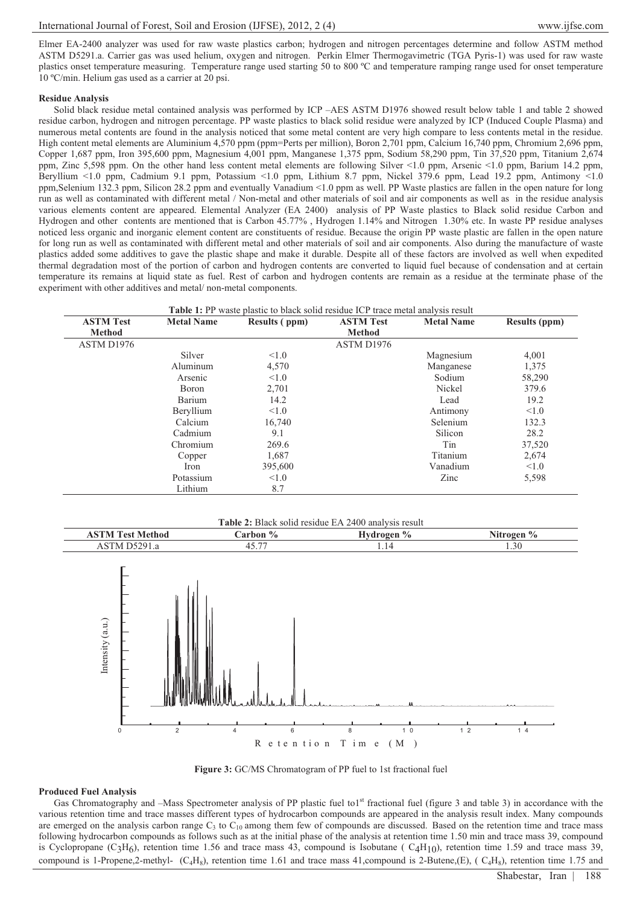Elmer EA-2400 analyzer was used for raw waste plastics carbon; hydrogen and nitrogen percentages determine and follow ASTM method ASTM D5291.a. Carrier gas was used helium, oxygen and nitrogen. Perkin Elmer Thermogavimetric (TGA Pyris-1) was used for raw waste plastics onset temperature measuring. Temperature range used starting 50 to 800 ºC and temperature ramping range used for onset temperature 10 ºC/min. Helium gas used as a carrier at 20 psi.

**Residue Analysis**

Solid black residue metal contained analysis was performed by ICP –AES ASTM D1976 showed result below table 1 and table 2 showed residue carbon, hydrogen and nitrogen percentage. PP waste plastics to black solid residue were analyzed by ICP (Induced Couple Plasma) and numerous metal contents are found in the analysis noticed that some metal content are very high compare to less contents metal in the residue. High content metal elements are Aluminium 4,570 ppm (ppm=Perts per million), Boron 2,701 ppm, Calcium 16,740 ppm, Chromium 2,696 ppm, Copper 1,687 ppm, Iron 395,600 ppm, Magnesium 4,001 ppm, Manganese 1,375 ppm, Sodium 58,290 ppm, Tin 37,520 ppm, Titanium 2,674 ppm, Zinc 5,598 ppm. On the other hand less content metal elements are following Silver <1.0 ppm, Arsenic <1.0 ppm, Barium 14.2 ppm, Beryllium <1.0 ppm, Cadmium 9.1 ppm, Potassium <1.0 ppm, Lithium 8.7 ppm, Nickel 379.6 ppm, Lead 19.2 ppm, Antimony <1.0 ppm,Selenium 132.3 ppm, Silicon 28.2 ppm and eventually Vanadium <1.0 ppm as well. PP Waste plastics are fallen in the open nature for long run as well as contaminated with different metal / Non-metal and other materials of soil and air components as well as in the residue analysis various elements content are appeared. Elemental Analyzer (EA 2400) analysis of PP Waste plastics to Black solid residue Carbon and Hydrogen and other contents are mentioned that is Carbon 45.77% , Hydrogen 1.14% and Nitrogen 1.30% etc. In waste PP residue analyses noticed less organic and inorganic element content are constituents of residue. Because the origin PP waste plastic are fallen in the open nature for long run as well as contaminated with different metal and other materials of soil and air components. Also during the manufacture of waste plastics added some additives to gave the plastic shape and make it durable. Despite all of these factors are involved as well when expedited thermal degradation most of the portion of carbon and hydrogen contents are converted to liquid fuel because of condensation and at certain temperature its remains at liquid state as fuel. Rest of carbon and hydrogen contents are remain as a residue at the terminate phase of the experiment with other additives and metal/ non-metal components.

**Table 1:** PP waste plastic to black solid residue ICP trace metal analysis result

| ASTM Test Method | Metal Name | Results ( ppm) | ASTM Test Method | Metal Name | Results (ppm) |
|---|---|---|---|---|---|
| ASTM D1976 | | | ASTM D1976 | | |
| | Silver | <1.0 | | Magnesium | 4,001 |
| | Aluminum | 4,570 | | Manganese | 1,375 |
| | Arsenic | <1.0 | | Sodium | 58,290 |
| | Boron | 2,701 | | Nickel | 379.6 |
| | Barium | 14.2 | | Lead | 19.2 |
| | Beryllium | <1.0 | | Antimony | <1.0 |
| | Calcium | 16,740 | | Selenium | 132.3 |
| | Cadmium | 9.1 | | Silicon | 28.2 |
| | Chromium | 269.6 | | Tin | 37,520 |
| | Copper | 1,687 | | Titanium | 2,674 |
| | Iron | 395,600 | | Vanadium | <1.0 |
| | Potassium | <1.0 | | Zinc | 5,598 |
| | Lithium | 8.7 | | | |

**Table 2:** Black solid residue EA 2400 analysis result

| ASTM Test Method | Carbon % | Hydrogen % | Nitrogen % |
|---|---|---|---|
| ASTM D5291.a | 45.77 | 1.14 | 1.30 |

**Figure 3:** GC/MS Chromatogram of PP fuel to 1st fractional fuel

**Produced Fuel Analysis**

Gas Chromatography and –Mass Spectrometer analysis of PP plastic fuel to1st fractional fuel (figure 3 and table 3) in accordance with the various retention time and trace masses different types of hydrocarbon compounds are appeared in the analysis result index. Many compounds are emerged on the analysis carbon range $C_3$ to $C_{10}$ among them few of compounds are discussed. Based on the retention time and trace mass following hydrocarbon compounds as follows such as at the initial phase of the analysis at retention time 1.50 min and trace mass 39, compound is Cyclopropane ($C_3H_6$), retention time 1.56 and trace mass 43, compound is Isobutane ( $C_4H_{10}$), retention time 1.59 and trace mass 39, compound is 1-Propene,2-methyl- ($C_4H_8$), retention time 1.61 and trace mass 41,compound is 2-Butene,(E), ( $C_4H_8$), retention time 1.75 and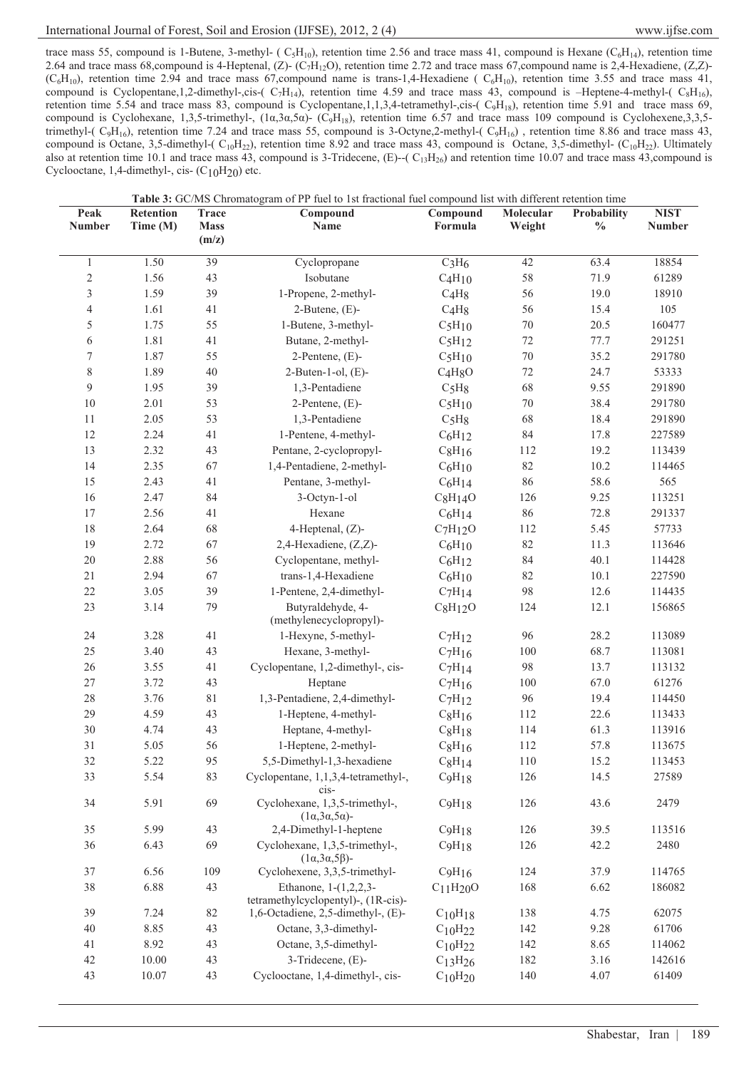trace mass 55, compound is 1-Butene, 3-methyl- ( $C_5H_{10}$), retention time 2.56 and trace mass 41, compound is Hexane ($C_6H_{14}$), retention time 2.64 and trace mass 68,compound is 4-Heptenal, (Z)- ($C_7H_{12}O$), retention time 2.72 and trace mass 67,compound name is 2,4-Hexadiene, (Z,Z)- ($C_6H_{10}$), retention time 2.94 and trace mass 67,compound name is trans-1,4-Hexadiene ( $C_6H_{10}$), retention time 3.55 and trace mass 41, compound is Cyclopentane,1,2-dimethyl-,cis-( $C_7H_{14}$), retention time 4.59 and trace mass 43, compound is –Heptene-4-methyl-( $C_8H_{16}$), retention time 5.54 and trace mass 83, compound is Cyclopentane,1,1,3,4-tetramethyl-,cis-( $C_9H_{18}$), retention time 5.91 and trace mass 69, compound is Cyclohexane, 1,3,5-trimethyl-, (1α,3α,5α)- ($C_9H_{18}$), retention time 6.57 and trace mass 109 compound is Cyclohexene,3,3,5-trimethyl-( $C_9H_{16}$), retention time 7.24 and trace mass 55, compound is 3-Octyne,2-methyl-( $C_9H_{16}$) , retention time 8.86 and trace mass 43, compound is Octane, 3,5-dimethyl-( $C_{10}H_{22}$), retention time 8.92 and trace mass 43, compound is Octane, 3,5-dimethyl- ($C_{10}H_{22}$). Ultimately also at retention time 10.1 and trace mass 43, compound is 3-Tridecene, (E)--( $C_{13}H_{26}$) and retention time 10.07 and trace mass 43,compound is Cyclooctane, 1,4-dimethyl-, cis- ($C_{10}H_{20}$) etc.

**Table 3:** GC/MS Chromatogram of PP fuel to 1st fractional fuel compound list with different retention time

| Peak Number | Retention Time (M) | Trace Mass (m/z) | Compound Name | Compound Formula | Molecular Weight | Probability % | NIST Number |
|---|---|---|---|---|---|---|---|
| 1 | 1.50 | 39 | Cyclopropane | $C_3H_6$ | 42 | 63.4 | 18854 |
| 2 | 1.56 | 43 | Isobutane | $C_4H_{10}$ | 58 | 71.9 | 61289 |
| 3 | 1.59 | 39 | 1-Propene, 2-methyl- | $C_4H_8$ | 56 | 19.0 | 18910 |
| 4 | 1.61 | 41 | 2-Butene, (E)- | $C_4H_8$ | 56 | 15.4 | 105 |
| 5 | 1.75 | 55 | 1-Butene, 3-methyl- | $C_5H_{10}$ | 70 | 20.5 | 160477 |
| 6 | 1.81 | 41 | Butane, 2-methyl- | $C_5H_{12}$ | 72 | 77.7 | 291251 |
| 7 | 1.87 | 55 | 2-Pentene, (E)- | $C_5H_{10}$ | 70 | 35.2 | 291780 |
| 8 | 1.89 | 40 | 2-Buten-1-ol, (E)- | $C_4H_8O$ | 72 | 24.7 | 53333 |
| 9 | 1.95 | 39 | 1,3-Pentadiene | $C_5H_8$ | 68 | 9.55 | 291890 |
| 10 | 2.01 | 53 | 2-Pentene, (E)- | $C_5H_{10}$ | 70 | 38.4 | 291780 |
| 11 | 2.05 | 53 | 1,3-Pentadiene | $C_5H_8$ | 68 | 18.4 | 291890 |
| 12 | 2.24 | 41 | 1-Pentene, 4-methyl- | $C_6H_{12}$ | 84 | 17.8 | 227589 |
| 13 | 2.32 | 43 | Pentane, 2-cyclopropyl- | $C_8H_{16}$ | 112 | 19.2 | 113439 |
| 14 | 2.35 | 67 | 1,4-Pentadiene, 2-methyl- | $C_6H_{10}$ | 82 | 10.2 | 114465 |
| 15 | 2.43 | 41 | Pentane, 3-methyl- | $C_6H_{14}$ | 86 | 58.6 | 565 |
| 16 | 2.47 | 84 | 3-Octyn-1-ol | $C_8H_{14}O$ | 126 | 9.25 | 113251 |
| 17 | 2.56 | 41 | Hexane | $C_6H_{14}$ | 86 | 72.8 | 291337 |
| 18 | 2.64 | 68 | 4-Heptenal, (Z)- | $C_7H_{12}O$ | 112 | 5.45 | 57733 |
| 19 | 2.72 | 67 | 2,4-Hexadiene, (Z,Z)- | $C_6H_{10}$ | 82 | 11.3 | 113646 |
| 20 | 2.88 | 56 | Cyclopentane, methyl- | $C_6H_{12}$ | 84 | 40.1 | 114428 |
| 21 | 2.94 | 67 | trans-1,4-Hexadiene | $C_6H_{10}$ | 82 | 10.1 | 227590 |
| 22 | 3.05 | 39 | 1-Pentene, 2,4-dimethyl- | $C_7H_{14}$ | 98 | 12.6 | 114435 |
| 23 | 3.14 | 79 | Butyraldehyde, 4-(methylenecyclopropyl)- | $C_8H_{12}O$ | 124 | 12.1 | 156865 |
| 24 | 3.28 | 41 | 1-Hexyne, 5-methyl- | $C_7H_{12}$ | 96 | 28.2 | 113089 |
| 25 | 3.40 | 43 | Hexane, 3-methyl- | $C_7H_{16}$ | 100 | 68.7 | 113081 |
| 26 | 3.55 | 41 | Cyclopentane, 1,2-dimethyl-, cis- | $C_7H_{14}$ | 98 | 13.7 | 113132 |
| 27 | 3.72 | 43 | Heptane | $C_7H_{16}$ | 100 | 67.0 | 61276 |
| 28 | 3.76 | 81 | 1,3-Pentadiene, 2,4-dimethyl- | $C_7H_{12}$ | 96 | 19.4 | 114450 |
| 29 | 4.59 | 43 | 1-Heptene, 4-methyl- | $C_8H_{16}$ | 112 | 22.6 | 113433 |
| 30 | 4.74 | 43 | Heptane, 4-methyl- | $C_8H_{18}$ | 114 | 61.3 | 113916 |
| 31 | 5.05 | 56 | 1-Heptene, 2-methyl- | $C_8H_{16}$ | 112 | 57.8 | 113675 |
| 32 | 5.22 | 95 | 5,5-Dimethyl-1,3-hexadiene | $C_8H_{14}$ | 110 | 15.2 | 113453 |
| 33 | 5.54 | 83 | Cyclopentane, 1,1,3,4-tetramethyl-, cis- | $C_9H_{18}$ | 126 | 14.5 | 27589 |
| 34 | 5.91 | 69 | Cyclohexane, 1,3,5-trimethyl-, (1α,3α,5α)- | $C_9H_{18}$ | 126 | 43.6 | 2479 |
| 35 | 5.99 | 43 | 2,4-Dimethyl-1-heptene | $C_9H_{18}$ | 126 | 39.5 | 113516 |
| 36 | 6.43 | 69 | Cyclohexane, 1,3,5-trimethyl-, (1α,3α,5β)- | $C_9H_{18}$ | 126 | 42.2 | 2480 |
| 37 | 6.56 | 109 | Cyclohexene, 3,3,5-trimethyl- | $C_9H_{16}$ | 124 | 37.9 | 114765 |
| 38 | 6.88 | 43 | Ethanone, 1-(1,2,2,3-tetramethylcyclopentyl)-, (1R-cis)- | $C_{11}H_{20}O$ | 168 | 6.62 | 186082 |
| 39 | 7.24 | 82 | 1,6-Octadiene, 2,5-dimethyl-, (E)- | $C_{10}H_{18}$ | 138 | 4.75 | 62075 |
| 40 | 8.85 | 43 | Octane, 3,3-dimethyl- | $C_{10}H_{22}$ | 142 | 9.28 | 61706 |
| 41 | 8.92 | 43 | Octane, 3,5-dimethyl- | $C_{10}H_{22}$ | 142 | 8.65 | 114062 |
| 42 | 10.00 | 43 | 3-Tridecene, (E)- | $C_{13}H_{26}$ | 182 | 3.16 | 142616 |
| 43 | 10.07 | 43 | Cyclooctane, 1,4-dimethyl-, cis- | $C_{10}H_{20}$ | 140 | 4.07 | 61409 |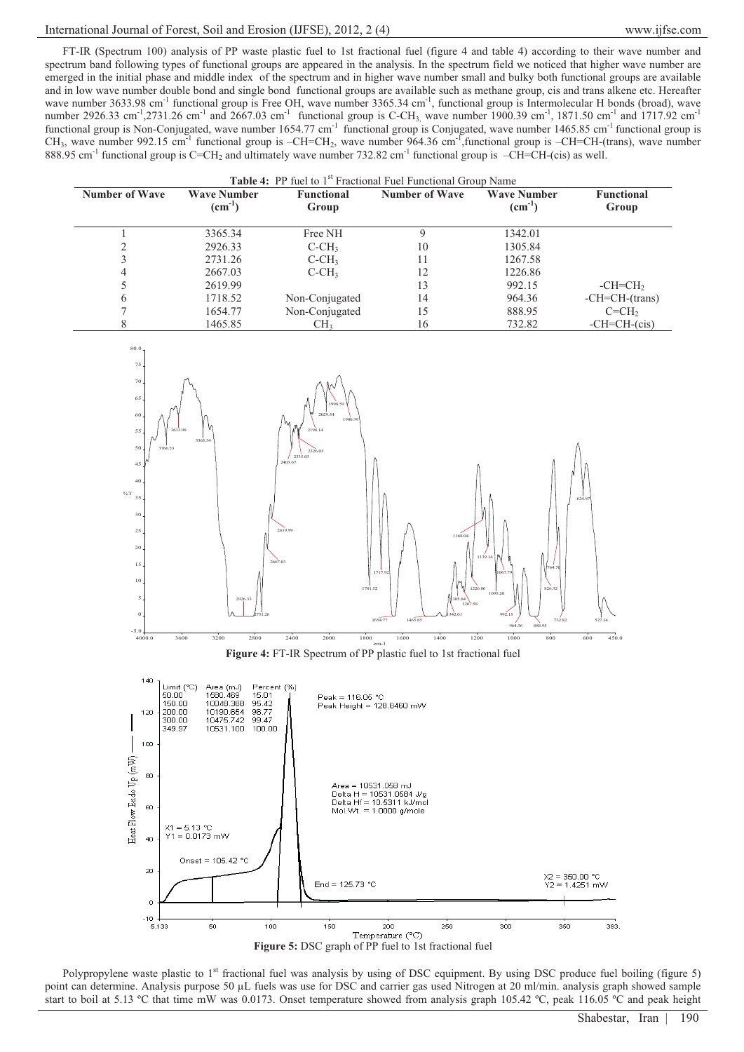FT-IR (Spectrum 100) analysis of PP waste plastic fuel to 1st fractional fuel (figure 4 and table 4) according to their wave number and spectrum band following types of functional groups are appeared in the analysis. In the spectrum field we noticed that higher wave number are emerged in the initial phase and middle index of the spectrum and in higher wave number small and bulky both functional groups are available and in low wave number double bond and single bond functional groups are available such as methane group, cis and trans alkene etc. Hereafter wave number 3633.98 $cm^{-1}$ functional group is Free OH, wave number 3365.34 $cm^{-1}$, functional group is Intermolecular H bonds (broad), wave number 2926.33 $cm^{-1}$,2731.26 $cm^{-1}$ and 2667.03 $cm^{-1}$ functional group is C-$CH_3$, wave number 1900.39 $cm^{-1}$, 1871.50 $cm^{-1}$ and 1717.92 $cm^{-1}$ functional group is Non-Conjugated, wave number 1654.77 $cm^{-1}$ functional group is Conjugated, wave number 1465.85 $cm^{-1}$ functional group is $CH_3$, wave number 992.15 $cm^{-1}$ functional group is –CH=$CH_2$, wave number 964.36 $cm^{-1}$,functional group is –CH=CH-(trans), wave number 888.95 $cm^{-1}$ functional group is C=$CH_2$ and ultimately wave number 732.82 $cm^{-1}$ functional group is –CH=CH-(cis) as well.

**Table 4:** PP fuel to 1st Fractional Fuel Functional Group Name

| Number of Wave | Wave Number ($cm^{-1}$) | Functional Group | Number of Wave | Wave Number ($cm^{-1}$) | Functional Group |
|---|---|---|---|---|---|
| 1 | 3365.34 | Free NH | 9 | 1342.01 | |
| 2 | 2926.33 | C-$CH_3$ | 10 | 1305.84 | |
| 3 | 2731.26 | C-$CH_3$ | 11 | 1267.58 | |
| 4 | 2667.03 | C-$CH_3$ | 12 | 1226.86 | |
| 5 | 2619.99 | | 13 | 992.15 | -CH=$CH_2$ |
| 6 | 1718.52 | Non-Conjugated | 14 | 964.36 | -CH=CH-(trans) |
| 7 | 1654.77 | Non-Conjugated | 15 | 888.95 | C=$CH_2$ |
| 8 | 1465.85 | $CH_3$ | 16 | 732.82 | -CH=CH-(cis) |

**Figure 4:** FT-IR Spectrum of PP plastic fuel to 1st fractional fuel

**Figure 5:** DSC graph of PP fuel to 1st fractional fuel

Polypropylene waste plastic to 1st fractional fuel was analysis by using of DSC equipment. By using DSC produce fuel boiling (figure 5) point can determine. Analysis purpose 50 µL fuels was use for DSC and carrier gas used Nitrogen at 20 ml/min. analysis graph showed sample start to boil at 5.13 ºC that time mW was 0.0173. Onset temperature showed from analysis graph 105.42 ºC, peak 116.05 ºC and peak height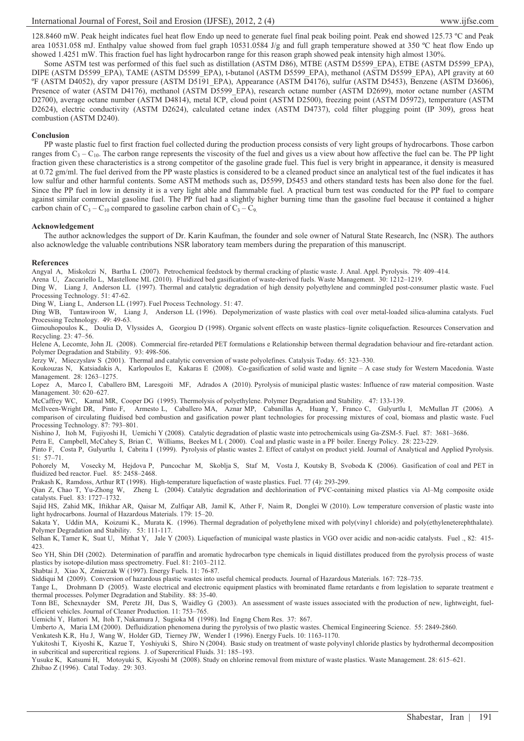128.8460 mW. Peak height indicates fuel heat flow Endo up need to generate fuel final peak boiling point. Peak end showed 125.73 ºC and Peak area 10531.058 mJ. Enthalpy value showed from fuel graph 10531.0584 J/g and full graph temperature showed at 350 ºC heat flow Endo up showed 1.4251 mW. This fraction fuel has light hydrocarbon range for this reason graph showed peak intensity high almost 130%.

Some ASTM test was performed of this fuel such as distillation (ASTM D86), MTBE (ASTM D5599_EPA), ETBE (ASTM D5599_EPA), DIPE (ASTM D5599_EPA), TAME (ASTM D5599_EPA), t-butanol (ASTM D5599_EPA), methanol (ASTM D5599_EPA), API gravity at 60 ºF (ASTM D4052), dry vapor pressure (ASTM D5191_EPA), Appearance (ASTM D4176), sulfur (ASTM D5453), Benzene (ASTM D3606), Presence of water (ASTM D4176), methanol (ASTM D5599_EPA), research octane number (ASTM D2699), motor octane number (ASTM D2700), average octane number (ASTM D4814), metal ICP, cloud point (ASTM D2500), freezing point (ASTM D5972), temperature (ASTM D2624), electric conductivity (ASTM D2624), calculated cetane index (ASTM D4737), cold filter plugging point (IP 309), gross heat combustion (ASTM D240).

## Conclusion

PP waste plastic fuel to first fraction fuel collected during the production process consists of very light groups of hydrocarbons. Those carbon ranges from $C_3 - C_{10}$. The carbon range represents the viscosity of the fuel and gives us a view about how affective the fuel can be. The PP light fraction given these characteristics is a strong competitor of the gasoline grade fuel. This fuel is very bright in appearance, it density is measured at 0.72 gm/ml. The fuel derived from the PP waste plastics is considered to be a cleaned product since an analytical test of the fuel indicates it has low sulfur and other harmful contents. Some ASTM methods such as, D5599, D5453 and others standard tests has been also done for the fuel. Since the PP fuel in low in density it is a very light able and flammable fuel. A practical burn test was conducted for the PP fuel to compare against similar commercial gasoline fuel. The PP fuel had a slightly higher burning time than the gasoline fuel because it contained a higher carbon chain of $C_3 - C_{10}$ compared to gasoline carbon chain of $C_3 - C_9$.

## Acknowledgement

The author acknowledges the support of Dr. Karin Kaufman, the founder and sole owner of Natural State Research, Inc (NSR). The authors also acknowledge the valuable contributions NSR laboratory team members during the preparation of this manuscript.

## References

Angyal A, Miskolczi N, Bartha L (2007). Petrochemical feedstock by thermal cracking of plastic waste. J. Anal. Appl. Pyrolysis. 79: 409–414.

Arena U, Zaccariello L, Mastellone ML (2010). Fluidized bed gasification of waste-derived fuels. Waste Management. 30: 1212–1219.

Ding W, Liang J, Anderson LL (1997). Thermal and catalytic degradation of high density polyethylene and commingled post-consumer plastic waste. Fuel Processing Technology. 51: 47-62.

Ding W, Liang L, Anderson LL (1997). Fuel Process Technology. 51: 47.

Ding WB, Tuntawiroon W, Liang J, Anderson LL (1996). Depolymerization of waste plastics with coal over metal-loaded silica-alumina catalysts. Fuel Processing Technology. 49: 49-63.

Gimouhopoulos K., Doulia D, Vlyssides A, Georgiou D (1998). Organic solvent effects on waste plastics–lignite coliquefaction. Resources Conservation and Recycling. 23: 47–56.

Helene A, Lecomte, John JL (2008). Commercial fire-retarded PET formulations e Relationship between thermal degradation behaviour and fire-retardant action. Polymer Degradation and Stability. 93: 498-506.

Jerzy W, Mieczyslaw S (2001). Thermal and catalytic conversion of waste polyolefines. Catalysis Today. 65: 323–330.

Koukouzas N, Katsiadakis A, Karlopoulos E, Kakaras E (2008). Co-gasification of solid waste and lignite – A case study for Western Macedonia. Waste Management. 28: 1263–1275.

Lopez A, Marco I, Caballero BM, Laresgoiti MF, Adrados A (2010). Pyrolysis of municipal plastic wastes: Influence of raw material composition. Waste Management. 30: 620–627.

McCaffrey WC, Kamal MR, Cooper DG (1995). Thermolysis of polyethylene. Polymer Degradation and Stability. 47: 133-139.

McIlveen-Wright DR, Pinto F, Armesto L, Caballero MA, Aznar MP, Cabanillas A, Huang Y, Franco C, Gulyurtlu I, McMullan JT (2006). A comparison of circulating fluidised bed combustion and gasification power plant technologies for processing mixtures of coal, biomass and plastic waste. Fuel Processing Technology. 87: 793–801.

Nishino J, Itoh M, Fujiyoshi H, Uemichi Y (2008). Catalytic degradation of plastic waste into petrochemicals using Ga-ZSM-5. Fuel. 87: 3681–3686.

Petra E, Campbell, McCahey S, Brian C, Williams, Beekes M L ( 2000). Coal and plastic waste in a PF boiler. Energy Policy. 28: 223-229.

Pinto F, Costa P, Gulyurtlu I, Cabrita I (1999). Pyrolysis of plastic wastes 2. Effect of catalyst on product yield. Journal of Analytical and Applied Pyrolysis. 51: 57–71.

Pohorely M, Vosecky M, Hejdova P, Puncochar M, Skoblja S, Staf M, Vosta J, Koutsky B, Svoboda K (2006). Gasification of coal and PET in fluidized bed reactor. Fuel. 85: 2458–2468.

Prakash K, Ramdoss, Arthur RT (1998). High-temperature liquefaction of waste plastics. Fuel. 77 (4): 293-299.

Qian Z, Chao T, Yu-Zhong W, Zheng L (2004). Catalytic degradation and dechlorination of PVC-containing mixed plastics via Al–Mg composite oxide catalysts. Fuel. 83: 1727–1732.

Sajid HS, Zahid MK, Iftikhar AR, Qaisar M, Zulfiqar AB, Jamil K, Ather F, Naim R, Donglei W (2010). Low temperature conversion of plastic waste into light hydrocarbons. Journal of Hazardous Materials. 179: 15–20.

Sakata Y, Uddin MA, Koizumi K., Murata K. (1996). Thermal degradation of polyethylene mixed with poly(viny1 chloride) and poly(ethyleneterephthalate). Polymer Degradation and Stability. 53: 111-117.

Selhan K, Tamer K, Suat U, Mithat Y, Jale Y (2003). Liquefaction of municipal waste plastics in VGO over acidic and non-acidic catalysts. Fuel ., 82: 415-423.

Seo YH, Shin DH (2002). Determination of paraffin and aromatic hydrocarbon type chemicals in liquid distillates produced from the pyrolysis process of waste plastics by isotope-dilution mass spectrometry. Fuel. 81: 2103–2112.

Shabtai J, Xiao X, Zmierzak W (1997). Energy Fuels. 11: 76-87.

Siddiqui M (2009). Conversion of hazardous plastic wastes into useful chemical products. Journal of Hazardous Materials. 167: 728–735.

Tange L, Drohmann D (2005). Waste electrical and electronic equipment plastics with brominated flame retardants e from legislation to separate treatment e thermal processes. Polymer Degradation and Stability. 88: 35-40.

Tonn BE, Schexnayder SM, Peretz JH, Das S, Waidley G (2003). An assessment of waste issues associated with the production of new, lightweight, fuel-efficient vehicles. Journal of Cleaner Production. 11: 753–765.

Uemichi Y, Hattori M, Itoh T, Nakamura J, Sugioka M (1998). Ind Engng Chem Res. 37: 867.

Umberto A, Maria LM (2000). Defluidization phenomena during the pyrolysis of two plastic wastes. Chemical Engineering Science. 55: 2849-2860.

Venkatesh K.R, Hu J, Wang W, Holder GD, Tierney JW, Wender I (1996). Energy Fuels. 10: 1163-1170.

Yukitoshi T, Kiyoshi K, Kazue T, Yoshiyuki S, Shiro N (2004). Basic study on treatment of waste polyvinyl chloride plastics by hydrothermal decomposition in subcritical and supercritical regions. J. of Supercritical Fluids. 31: 185–193.

Yusuke K, Katsumi H, Motoyuki S, Kiyoshi M (2008). Study on chlorine removal from mixture of waste plastics. Waste Management. 28: 615–621.

Zhibao Z (1996). Catal Today. 29: 303.